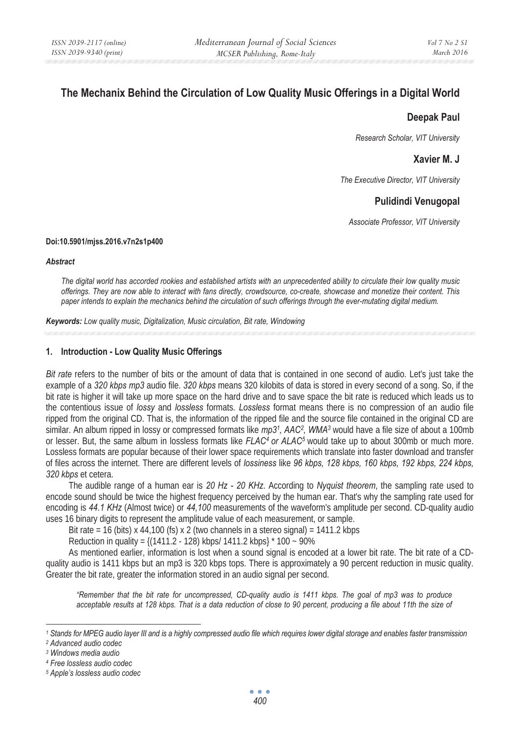# The Mechanix Behind the Circulation of Low Quality Music Offerings in a Digital World

**Deepak Paul**

*Research Scholar, VIT University*

**Xavier M. J**

*The Executive Director, VIT University*

**Pulidindi Venugopal**

*Associate Professor, VIT University*

**Doi:10.5901/mjss.2016.v7n2s1p400**

***Abstract***

*The digital world has accorded rookies and established artists with an unprecedented ability to circulate their low quality music offerings. They are now able to interact with fans directly, crowdsource, co-create, showcase and monetize their content. This paper intends to explain the mechanics behind the circulation of such offerings through the ever-mutating digital medium.*

***Keywords:*** *Low quality music, Digitalization, Music circulation, Bit rate, Windowing*

## 1. Introduction - Low Quality Music Offerings

*Bit rate* refers to the number of bits or the amount of data that is contained in one second of audio. Let's just take the example of a *320 kbps mp3* audio file. *320 kbps* means 320 kilobits of data is stored in every second of a song. So, if the bit rate is higher it will take up more space on the hard drive and to save space the bit rate is reduced which leads us to the contentious issue of *lossy* and *lossless* formats. *Lossless* format means there is no compression of an audio file ripped from the original CD. That is, the information of the ripped file and the source file contained in the original CD are similar. An album ripped in lossy or compressed formats like *mp3*[1]*, AAC*[2]*, WMA*[3] would have a file size of about a 100mb or lesser. But, the same album in lossless formats like *FLAC*[4] *or ALAC*[5] would take up to about 300mb or much more. Lossless formats are popular because of their lower space requirements which translate into faster download and transfer of files across the internet. There are different levels of *lossiness* like *96 kbps, 128 kbps, 160 kbps, 192 kbps, 224 kbps, 320 kbps* et cetera.

The audible range of a human ear is *20 Hz - 20 KHz*. According to *Nyquist theorem*, the sampling rate used to encode sound should be twice the highest frequency perceived by the human ear. That's why the sampling rate used for encoding is *44.1 KHz* (Almost twice) or *44,100* measurements of the waveform's amplitude per second. CD-quality audio uses 16 binary digits to represent the amplitude value of each measurement, or sample.

Bit rate = 16 (bits) x 44,100 (fs) x 2 (two channels in a stereo signal) = 1411.2 kbps

Reduction in quality = {(1411.2 - 128) kbps/ 1411.2 kbps} * 100 ~ 90%

As mentioned earlier, information is lost when a sound signal is encoded at a lower bit rate. The bit rate of a CD-quality audio is 1411 kbps but an mp3 is 320 kbps tops. There is approximately a 90 percent reduction in music quality. Greater the bit rate, greater the information stored in an audio signal per second.

> *"Remember that the bit rate for uncompressed, CD-quality audio is 1411 kbps. The goal of mp3 was to produce acceptable results at 128 kbps. That is a data reduction of close to 90 percent, producing a file about 11th the size of*

---

[1] *Stands for MPEG audio layer III and is a highly compressed audio file which requires lower digital storage and enables faster transmission*

[2] *Advanced audio codec*

[3] *Windows media audio*

[4] *Free lossless audio codec*

[5] *Apple's lossless audio codec*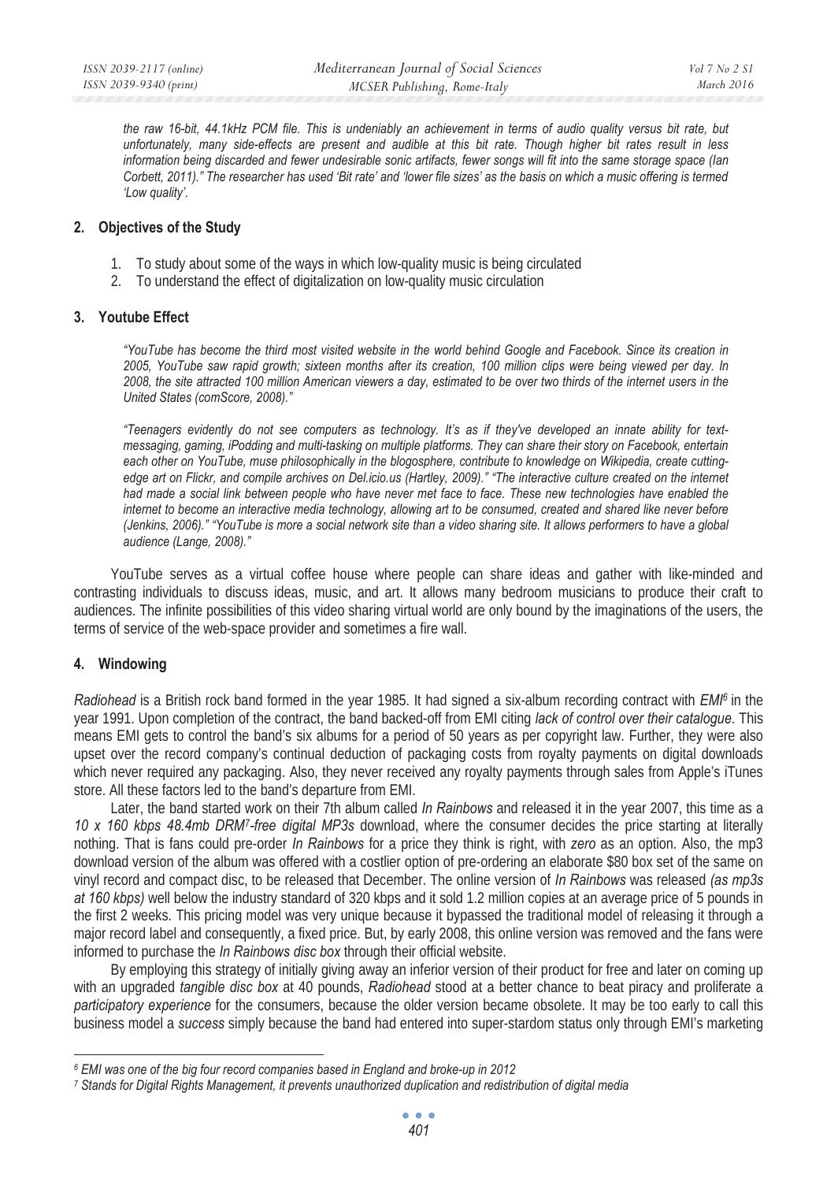*the raw 16-bit, 44.1kHz PCM file. This is undeniably an achievement in terms of audio quality versus bit rate, but unfortunately, many side-effects are present and audible at this bit rate. Though higher bit rates result in less information being discarded and fewer undesirable sonic artifacts, fewer songs will fit into the same storage space (Ian Corbett, 2011)." The researcher has used 'Bit rate' and 'lower file sizes' as the basis on which a music offering is termed 'Low quality'.*

## 2. Objectives of the Study

1. To study about some of the ways in which low-quality music is being circulated
2. To understand the effect of digitalization on low-quality music circulation

## 3. Youtube Effect

> *"YouTube has become the third most visited website in the world behind Google and Facebook. Since its creation in 2005, YouTube saw rapid growth; sixteen months after its creation, 100 million clips were being viewed per day. In 2008, the site attracted 100 million American viewers a day, estimated to be over two thirds of the internet users in the United States (comScore, 2008)."*
>
> *"Teenagers evidently do not see computers as technology. It's as if they've developed an innate ability for text-messaging, gaming, iPodding and multi-tasking on multiple platforms. They can share their story on Facebook, entertain each other on YouTube, muse philosophically in the blogosphere, contribute to knowledge on Wikipedia, create cutting-edge art on Flickr, and compile archives on Del.icio.us (Hartley, 2009)." "The interactive culture created on the internet had made a social link between people who have never met face to face. These new technologies have enabled the internet to become an interactive media technology, allowing art to be consumed, created and shared like never before (Jenkins, 2006)." "YouTube is more a social network site than a video sharing site. It allows performers to have a global audience (Lange, 2008)."*

YouTube serves as a virtual coffee house where people can share ideas and gather with like-minded and contrasting individuals to discuss ideas, music, and art. It allows many bedroom musicians to produce their craft to audiences. The infinite possibilities of this video sharing virtual world are only bound by the imaginations of the users, the terms of service of the web-space provider and sometimes a fire wall.

## 4. Windowing

*Radiohead* is a British rock band formed in the year 1985. It had signed a six-album recording contract with *EMI*[6] in the year 1991. Upon completion of the contract, the band backed-off from EMI citing *lack of control over their catalogue*. This means EMI gets to control the band's six albums for a period of 50 years as per copyright law. Further, they were also upset over the record company's continual deduction of packaging costs from royalty payments on digital downloads which never required any packaging. Also, they never received any royalty payments through sales from Apple's iTunes store. All these factors led to the band's departure from EMI.

Later, the band started work on their 7th album called *In Rainbows* and released it in the year 2007, this time as a *10 x 160 kbps 48.4mb DRM*[7]*-free digital MP3s* download, where the consumer decides the price starting at literally nothing. That is fans could pre-order *In Rainbows* for a price they think is right, with *zero* as an option. Also, the mp3 download version of the album was offered with a costlier option of pre-ordering an elaborate $80 box set of the same on vinyl record and compact disc, to be released that December. The online version of *In Rainbows* was released *(as mp3s at 160 kbps)* well below the industry standard of 320 kbps and it sold 1.2 million copies at an average price of 5 pounds in the first 2 weeks. This pricing model was very unique because it bypassed the traditional model of releasing it through a major record label and consequently, a fixed price. But, by early 2008, this online version was removed and the fans were informed to purchase the *In Rainbows disc box* through their official website.

By employing this strategy of initially giving away an inferior version of their product for free and later on coming up with an upgraded *tangible disc box* at 40 pounds, *Radiohead* stood at a better chance to beat piracy and proliferate a *participatory experience* for the consumers, because the older version became obsolete. It may be too early to call this business model a *success* simply because the band had entered into super-stardom status only through EMI's marketing

---

[6] *EMI was one of the big four record companies based in England and broke-up in 2012*

[7] *Stands for Digital Rights Management, it prevents unauthorized duplication and redistribution of digital media*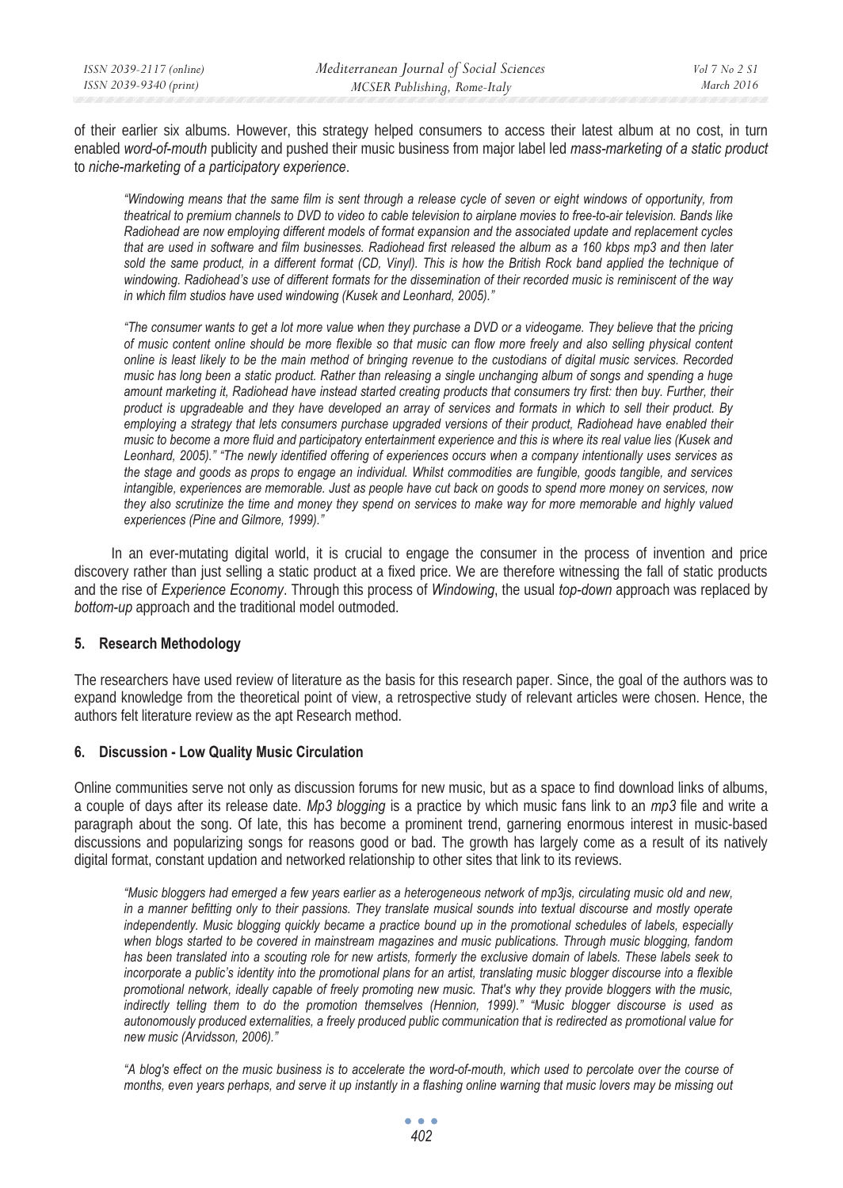of their earlier six albums. However, this strategy helped consumers to access their latest album at no cost, in turn enabled *word-of-mouth* publicity and pushed their music business from major label led *mass-marketing of a static product* to *niche-marketing of a participatory experience*.

> *"Windowing means that the same film is sent through a release cycle of seven or eight windows of opportunity, from theatrical to premium channels to DVD to video to cable television to airplane movies to free-to-air television. Bands like Radiohead are now employing different models of format expansion and the associated update and replacement cycles that are used in software and film businesses. Radiohead first released the album as a 160 kbps mp3 and then later sold the same product, in a different format (CD, Vinyl). This is how the British Rock band applied the technique of windowing. Radiohead's use of different formats for the dissemination of their recorded music is reminiscent of the way in which film studios have used windowing (Kusek and Leonhard, 2005)."*

> *"The consumer wants to get a lot more value when they purchase a DVD or a videogame. They believe that the pricing of music content online should be more flexible so that music can flow more freely and also selling physical content online is least likely to be the main method of bringing revenue to the custodians of digital music services. Recorded music has long been a static product. Rather than releasing a single unchanging album of songs and spending a huge amount marketing it, Radiohead have instead started creating products that consumers try first: then buy. Further, their product is upgradeable and they have developed an array of services and formats in which to sell their product. By employing a strategy that lets consumers purchase upgraded versions of their product, Radiohead have enabled their music to become a more fluid and participatory entertainment experience and this is where its real value lies (Kusek and Leonhard, 2005)." "The newly identified offering of experiences occurs when a company intentionally uses services as the stage and goods as props to engage an individual. Whilst commodities are fungible, goods tangible, and services intangible, experiences are memorable. Just as people have cut back on goods to spend more money on services, now they also scrutinize the time and money they spend on services to make way for more memorable and highly valued experiences (Pine and Gilmore, 1999)."*

In an ever-mutating digital world, it is crucial to engage the consumer in the process of invention and price discovery rather than just selling a static product at a fixed price. We are therefore witnessing the fall of static products and the rise of *Experience Economy*. Through this process of *Windowing*, the usual *top-down* approach was replaced by *bottom-up* approach and the traditional model outmoded.

## 5. Research Methodology

The researchers have used review of literature as the basis for this research paper. Since, the goal of the authors was to expand knowledge from the theoretical point of view, a retrospective study of relevant articles were chosen. Hence, the authors felt literature review as the apt Research method.

## 6. Discussion - Low Quality Music Circulation

Online communities serve not only as discussion forums for new music, but as a space to find download links of albums, a couple of days after its release date. *Mp3 blogging* is a practice by which music fans link to an *mp3* file and write a paragraph about the song. Of late, this has become a prominent trend, garnering enormous interest in music-based discussions and popularizing songs for reasons good or bad. The growth has largely come as a result of its natively digital format, constant updation and networked relationship to other sites that link to its reviews.

> *"Music bloggers had emerged a few years earlier as a heterogeneous network of mp3js, circulating music old and new, in a manner befitting only to their passions. They translate musical sounds into textual discourse and mostly operate independently. Music blogging quickly became a practice bound up in the promotional schedules of labels, especially when blogs started to be covered in mainstream magazines and music publications. Through music blogging, fandom has been translated into a scouting role for new artists, formerly the exclusive domain of labels. These labels seek to incorporate a public's identity into the promotional plans for an artist, translating music blogger discourse into a flexible promotional network, ideally capable of freely promoting new music. That's why they provide bloggers with the music, indirectly telling them to do the promotion themselves (Hennion, 1999)." "Music blogger discourse is used as autonomously produced externalities, a freely produced public communication that is redirected as promotional value for new music (Arvidsson, 2006)."*

> *"A blog's effect on the music business is to accelerate the word-of-mouth, which used to percolate over the course of months, even years perhaps, and serve it up instantly in a flashing online warning that music lovers may be missing out*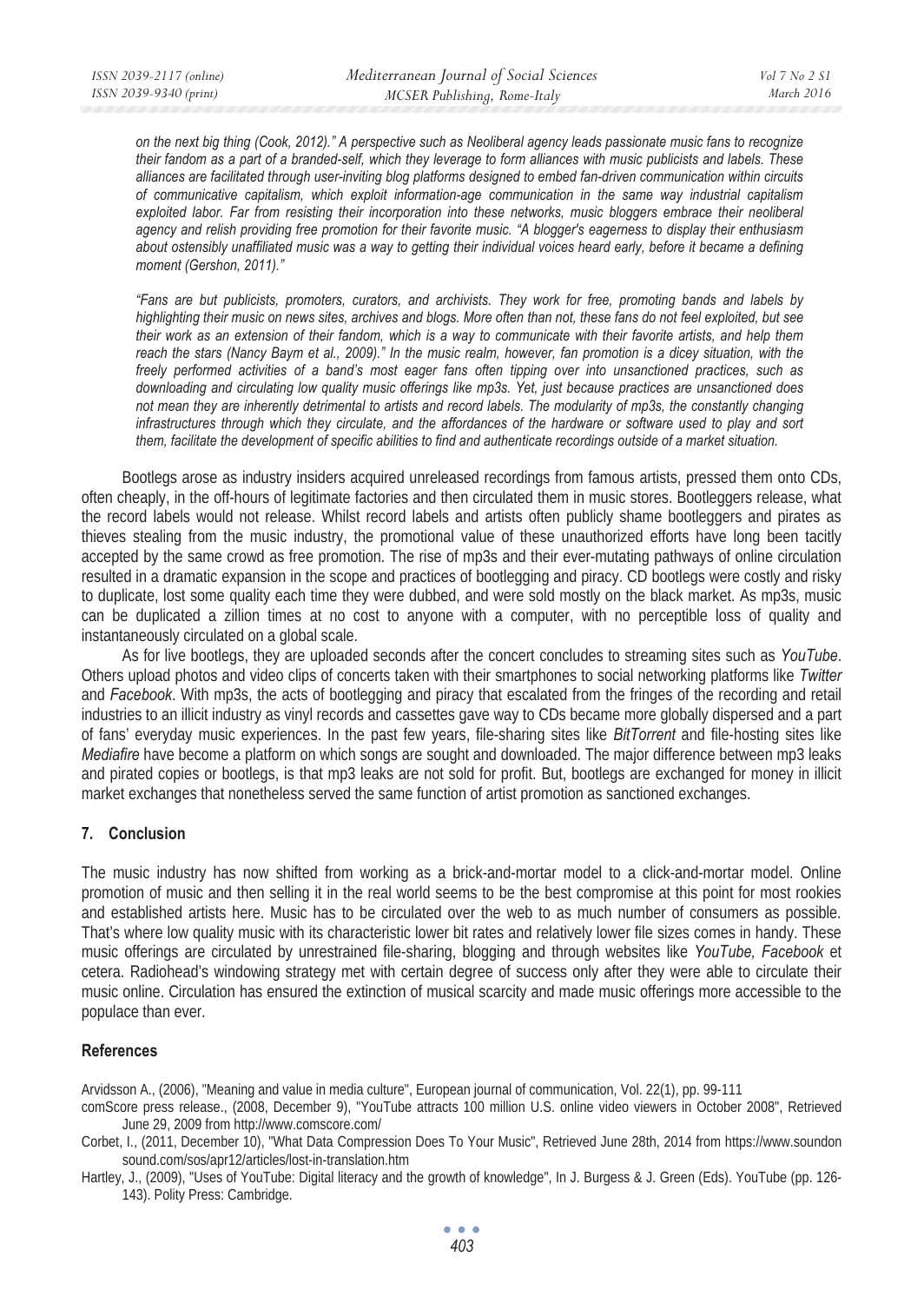*on the next big thing (Cook, 2012)." A perspective such as Neoliberal agency leads passionate music fans to recognize their fandom as a part of a branded-self, which they leverage to form alliances with music publicists and labels. These alliances are facilitated through user-inviting blog platforms designed to embed fan-driven communication within circuits of communicative capitalism, which exploit information-age communication in the same way industrial capitalism exploited labor. Far from resisting their incorporation into these networks, music bloggers embrace their neoliberal agency and relish providing free promotion for their favorite music. "A blogger's eagerness to display their enthusiasm about ostensibly unaffiliated music was a way to getting their individual voices heard early, before it became a defining moment (Gershon, 2011)."*

*"Fans are but publicists, promoters, curators, and archivists. They work for free, promoting bands and labels by highlighting their music on news sites, archives and blogs. More often than not, these fans do not feel exploited, but see their work as an extension of their fandom, which is a way to communicate with their favorite artists, and help them reach the stars (Nancy Baym et al., 2009)." In the music realm, however, fan promotion is a dicey situation, with the freely performed activities of a band's most eager fans often tipping over into unsanctioned practices, such as downloading and circulating low quality music offerings like mp3s. Yet, just because practices are unsanctioned does not mean they are inherently detrimental to artists and record labels. The modularity of mp3s, the constantly changing infrastructures through which they circulate, and the affordances of the hardware or software used to play and sort them, facilitate the development of specific abilities to find and authenticate recordings outside of a market situation.*

Bootlegs arose as industry insiders acquired unreleased recordings from famous artists, pressed them onto CDs, often cheaply, in the off-hours of legitimate factories and then circulated them in music stores. Bootleggers release, what the record labels would not release. Whilst record labels and artists often publicly shame bootleggers and pirates as thieves stealing from the music industry, the promotional value of these unauthorized efforts have long been tacitly accepted by the same crowd as free promotion. The rise of mp3s and their ever-mutating pathways of online circulation resulted in a dramatic expansion in the scope and practices of bootlegging and piracy. CD bootlegs were costly and risky to duplicate, lost some quality each time they were dubbed, and were sold mostly on the black market. As mp3s, music can be duplicated a zillion times at no cost to anyone with a computer, with no perceptible loss of quality and instantaneously circulated on a global scale.

As for live bootlegs, they are uploaded seconds after the concert concludes to streaming sites such as *YouTube*. Others upload photos and video clips of concerts taken with their smartphones to social networking platforms like *Twitter* and *Facebook*. With mp3s, the acts of bootlegging and piracy that escalated from the fringes of the recording and retail industries to an illicit industry as vinyl records and cassettes gave way to CDs became more globally dispersed and a part of fans' everyday music experiences. In the past few years, file-sharing sites like *BitTorrent* and file-hosting sites like *Mediafire* have become a platform on which songs are sought and downloaded. The major difference between mp3 leaks and pirated copies or bootlegs, is that mp3 leaks are not sold for profit. But, bootlegs are exchanged for money in illicit market exchanges that nonetheless served the same function of artist promotion as sanctioned exchanges.

## 7. Conclusion

The music industry has now shifted from working as a brick-and-mortar model to a click-and-mortar model. Online promotion of music and then selling it in the real world seems to be the best compromise at this point for most rookies and established artists here. Music has to be circulated over the web to as much number of consumers as possible. That's where low quality music with its characteristic lower bit rates and relatively lower file sizes comes in handy. These music offerings are circulated by unrestrained file-sharing, blogging and through websites like *YouTube, Facebook* et cetera. Radiohead's windowing strategy met with certain degree of success only after they were able to circulate their music online. Circulation has ensured the extinction of musical scarcity and made music offerings more accessible to the populace than ever.

## References

Arvidsson A., (2006), "Meaning and value in media culture", European journal of communication, Vol. 22(1), pp. 99-111

comScore press release., (2008, December 9), "YouTube attracts 100 million U.S. online video viewers in October 2008", Retrieved June 29, 2009 from http://www.comscore.com/

Corbet, I., (2011, December 10), "What Data Compression Does To Your Music", Retrieved June 28th, 2014 from https://www.soundonsound.com/sos/apr12/articles/lost-in-translation.htm

Hartley, J., (2009), "Uses of YouTube: Digital literacy and the growth of knowledge", In J. Burgess & J. Green (Eds). YouTube (pp. 126-143). Polity Press: Cambridge.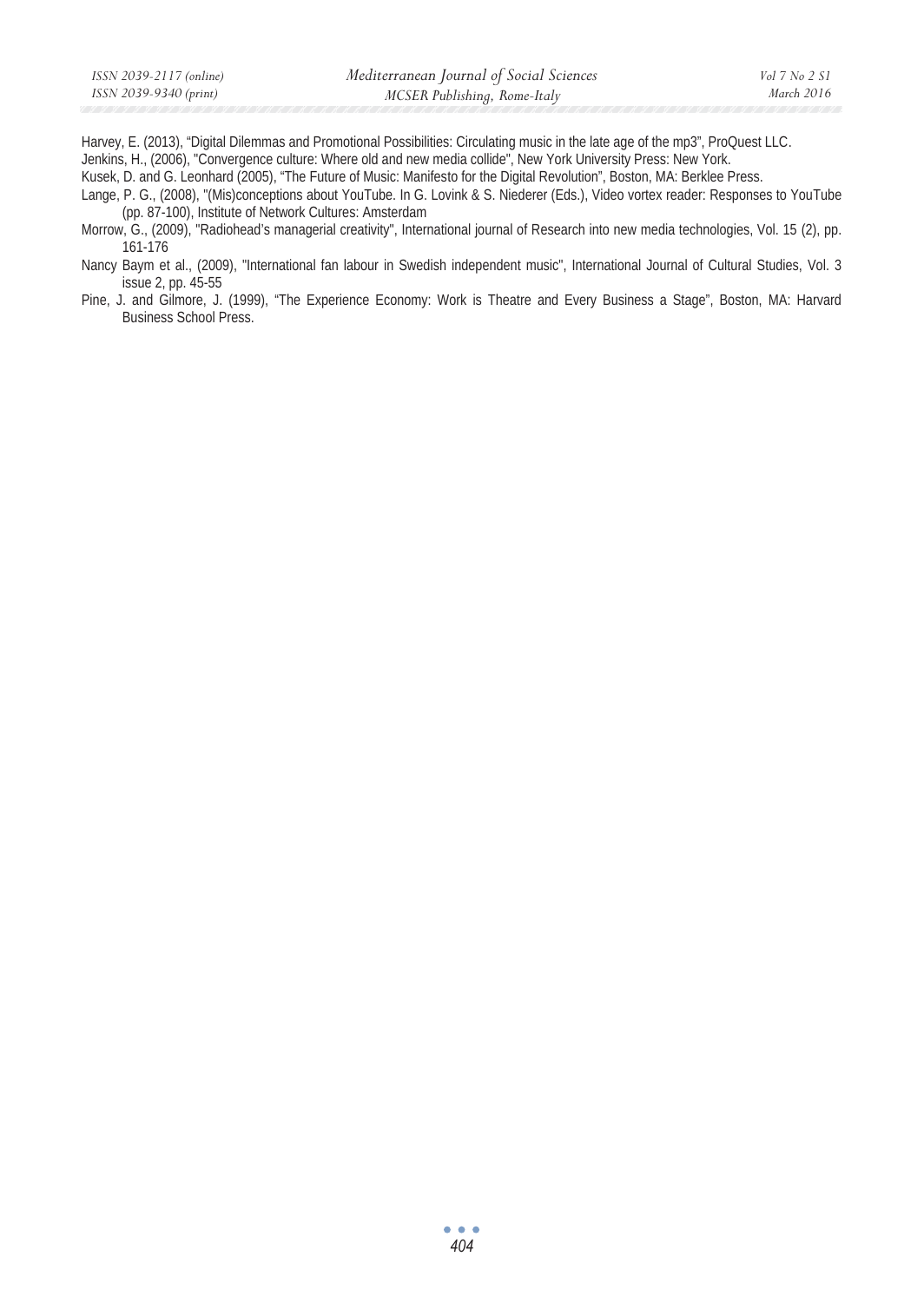Harvey, E. (2013), “Digital Dilemmas and Promotional Possibilities: Circulating music in the late age of the mp3”, ProQuest LLC.

Jenkins, H., (2006), "Convergence culture: Where old and new media collide", New York University Press: New York.

Kusek, D. and G. Leonhard (2005), “The Future of Music: Manifesto for the Digital Revolution”, Boston, MA: Berklee Press.

Lange, P. G., (2008), "(Mis)conceptions about YouTube. In G. Lovink & S. Niederer (Eds.), Video vortex reader: Responses to YouTube (pp. 87-100), Institute of Network Cultures: Amsterdam

Morrow, G., (2009), "Radiohead’s managerial creativity", International journal of Research into new media technologies, Vol. 15 (2), pp. 161-176

Nancy Baym et al., (2009), "International fan labour in Swedish independent music", International Journal of Cultural Studies, Vol. 3 issue 2, pp. 45-55

Pine, J. and Gilmore, J. (1999), “The Experience Economy: Work is Theatre and Every Business a Stage”, Boston, MA: Harvard Business School Press.